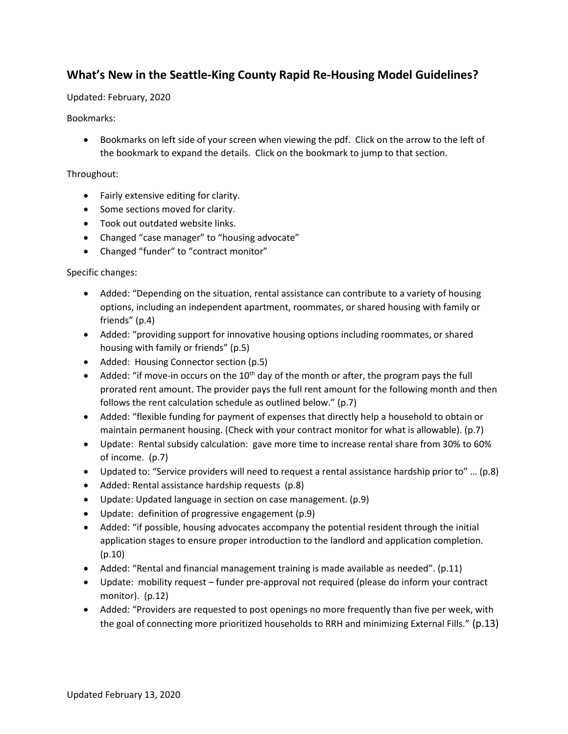## What's New in the Seattle-King County Rapid Re-Housing Model Guidelines?

Updated: February, 2020

Bookmarks:

- Bookmarks on left side of your screen when viewing the pdf. Click on the arrow to the left of the bookmark to expand the details. Click on the bookmark to jump to that section.

Throughout:

- Fairly extensive editing for clarity.
- Some sections moved for clarity.
- Took out outdated website links.
- Changed "case manager" to "housing advocate"
- Changed "funder" to "contract monitor"

Specific changes:

- Added: "Depending on the situation, rental assistance can contribute to a variety of housing options, including an independent apartment, roommates, or shared housing with family or friends" (p.4)
- Added: "providing support for innovative housing options including roommates, or shared housing with family or friends" (p.5)
- Added: Housing Connector section (p.5)
- Added: "if move-in occurs on the 10th day of the month or after, the program pays the full prorated rent amount. The provider pays the full rent amount for the following month and then follows the rent calculation schedule as outlined below." (p.7)
- Added: "flexible funding for payment of expenses that directly help a household to obtain or maintain permanent housing. (Check with your contract monitor for what is allowable). (p.7)
- Update: Rental subsidy calculation: gave more time to increase rental share from 30% to 60% of income. (p.7)
- Updated to: "Service providers will need to request a rental assistance hardship prior to" … (p.8)
- Added: Rental assistance hardship requests (p.8)
- Update: Updated language in section on case management. (p.9)
- Update: definition of progressive engagement (p.9)
- Added: "if possible, housing advocates accompany the potential resident through the initial application stages to ensure proper introduction to the landlord and application completion. (p.10)
- Added: "Rental and financial management training is made available as needed". (p.11)
- Update: mobility request – funder pre-approval not required (please do inform your contract monitor). (p.12)
- Added: "Providers are requested to post openings no more frequently than five per week, with the goal of connecting more prioritized households to RRH and minimizing External Fills." (p.13)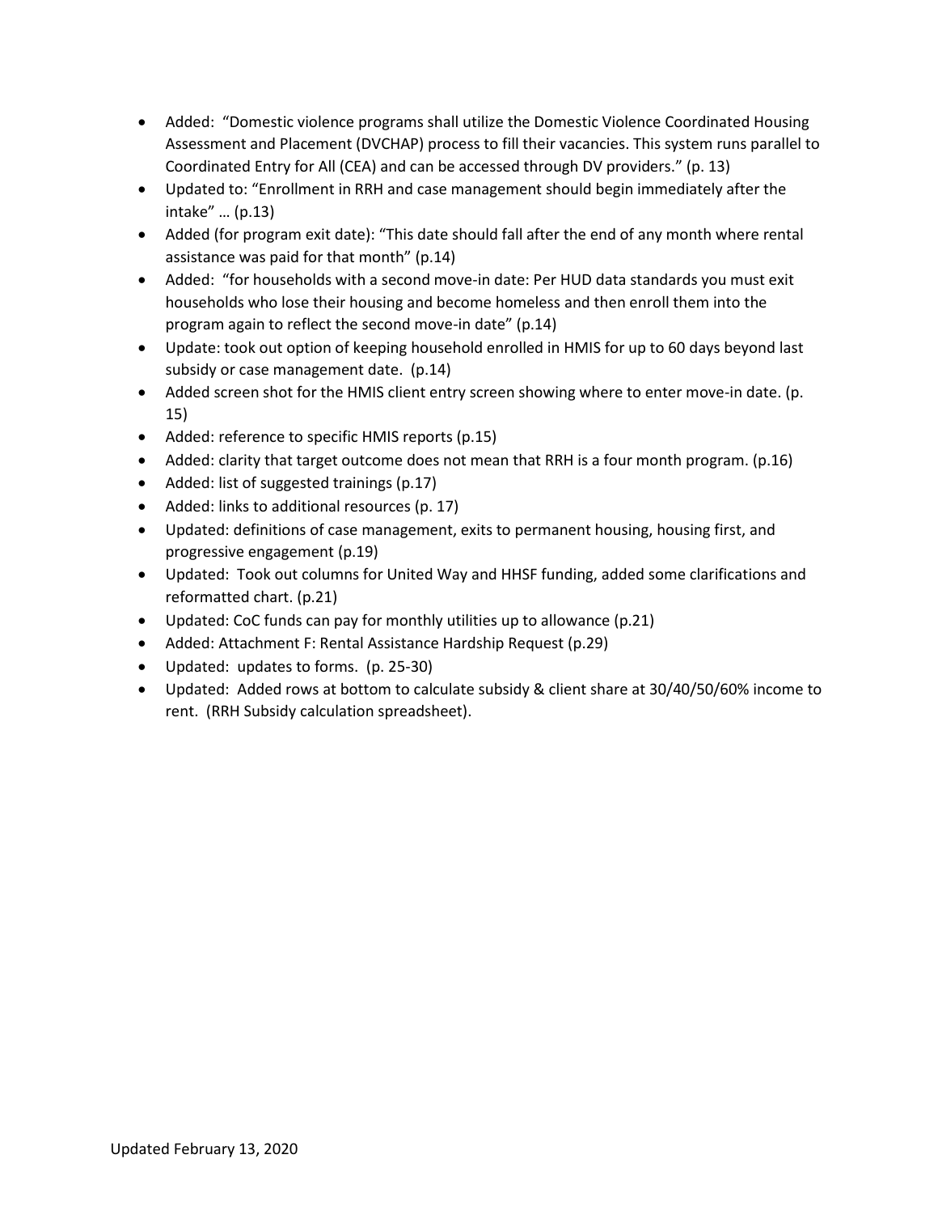- Added: "Domestic violence programs shall utilize the Domestic Violence Coordinated Housing Assessment and Placement (DVCHAP) process to fill their vacancies. This system runs parallel to Coordinated Entry for All (CEA) and can be accessed through DV providers." (p. 13)
- Updated to: "Enrollment in RRH and case management should begin immediately after the intake" … (p.13)
- Added (for program exit date): "This date should fall after the end of any month where rental assistance was paid for that month" (p.14)
- Added: "for households with a second move-in date: Per HUD data standards you must exit households who lose their housing and become homeless and then enroll them into the program again to reflect the second move-in date" (p.14)
- Update: took out option of keeping household enrolled in HMIS for up to 60 days beyond last subsidy or case management date. (p.14)
- Added screen shot for the HMIS client entry screen showing where to enter move-in date. (p. 15)
- Added: reference to specific HMIS reports (p.15)
- Added: clarity that target outcome does not mean that RRH is a four month program. (p.16)
- Added: list of suggested trainings (p.17)
- Added: links to additional resources (p. 17)
- Updated: definitions of case management, exits to permanent housing, housing first, and progressive engagement (p.19)
- Updated: Took out columns for United Way and HHSF funding, added some clarifications and reformatted chart. (p.21)
- Updated: CoC funds can pay for monthly utilities up to allowance (p.21)
- Added: Attachment F: Rental Assistance Hardship Request (p.29)
- Updated: updates to forms. (p. 25-30)
- Updated: Added rows at bottom to calculate subsidy & client share at 30/40/50/60% income to rent. (RRH Subsidy calculation spreadsheet).

Updated February 13, 2020